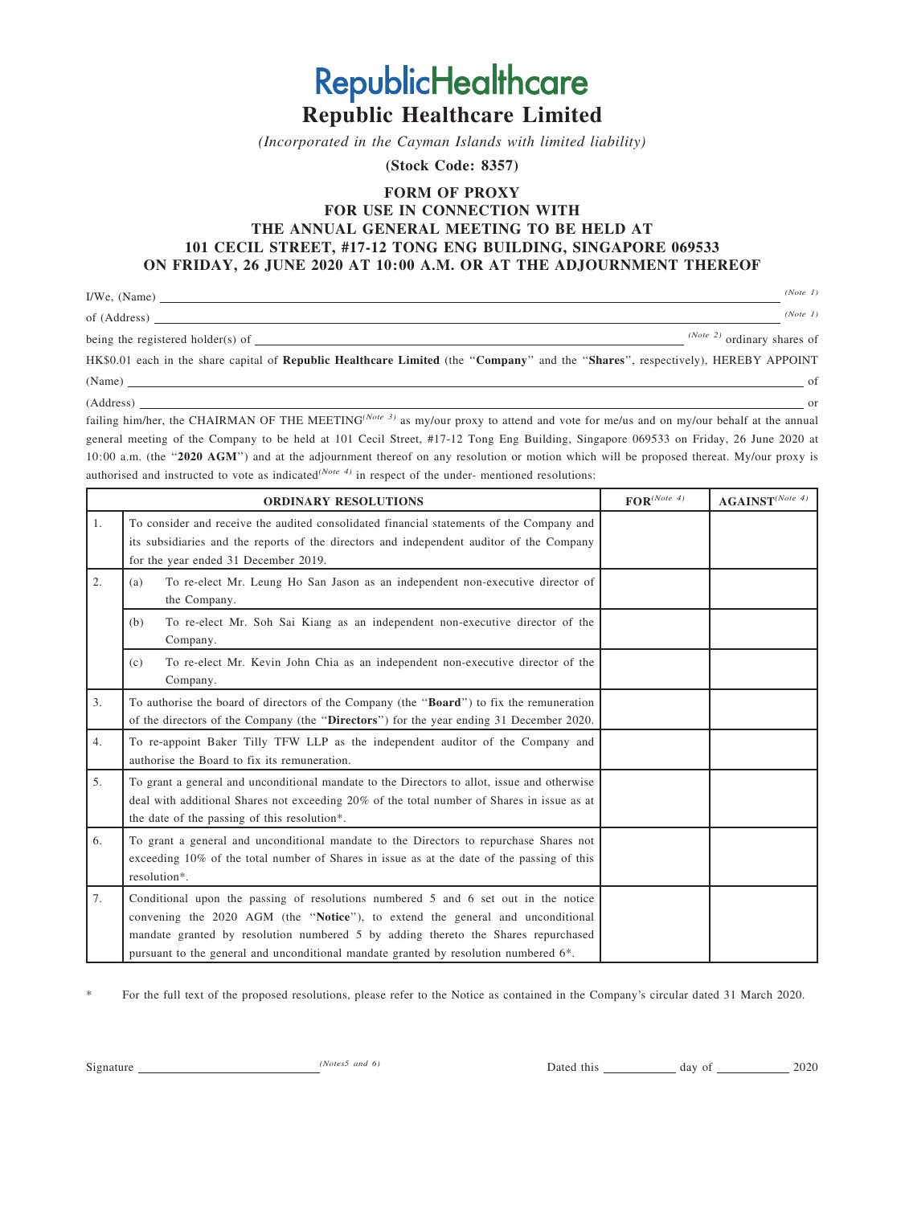# RepublicHealthcare

# Republic Healthcare Limited

*(Incorporated in the Cayman Islands with limited liability)*

**(Stock Code: 8357)**

## FORM OF PROXY
## FOR USE IN CONNECTION WITH
## THE ANNUAL GENERAL MEETING TO BE HELD AT
## 101 CECIL STREET, #17-12 TONG ENG BUILDING, SINGAPORE 069533
## ON FRIDAY, 26 JUNE 2020 AT 10:00 A.M. OR AT THE ADJOURNMENT THEREOF

I/We, (Name) \_\_\_\_\_\_\_\_\_\_\_\_\_\_\_\_\_\_\_\_\_\_\_\_\_\_\_\_\_\_\_\_\_\_\_\_\_\_\_\_ *(Note 1)*

of (Address) \_\_\_\_\_\_\_\_\_\_\_\_\_\_\_\_\_\_\_\_\_\_\_\_\_\_\_\_\_\_\_\_\_\_\_\_\_\_\_\_ *(Note 1)*

being the registered holder(s) of \_\_\_\_\_\_\_\_\_\_\_\_\_\_\_\_\_\_\_\_ *(Note 2)* ordinary shares of HK$0.01 each in the share capital of **Republic Healthcare Limited** (the "**Company**" and the "**Shares**", respectively), HEREBY APPOINT

(Name) \_\_\_\_\_\_\_\_\_\_\_\_\_\_\_\_\_\_\_\_\_\_\_\_\_\_\_\_\_\_\_\_\_\_\_\_\_\_\_\_ of

(Address) \_\_\_\_\_\_\_\_\_\_\_\_\_\_\_\_\_\_\_\_\_\_\_\_\_\_\_\_\_\_\_\_\_\_\_\_\_\_\_\_ or

failing him/her, the CHAIRMAN OF THE MEETING*(Note 3)* as my/our proxy to attend and vote for me/us and on my/our behalf at the annual general meeting of the Company to be held at 101 Cecil Street, #17-12 Tong Eng Building, Singapore 069533 on Friday, 26 June 2020 at 10:00 a.m. (the "**2020 AGM**") and at the adjournment thereof on any resolution or motion which will be proposed thereat. My/our proxy is authorised and instructed to vote as indicated*(Note 4)* in respect of the under- mentioned resolutions:

| | ORDINARY RESOLUTIONS | FOR*(Note 4)* | AGAINST*(Note 4)* |
|---|---|---|---|
| 1. | To consider and receive the audited consolidated financial statements of the Company and its subsidiaries and the reports of the directors and independent auditor of the Company for the year ended 31 December 2019. | | |
| 2. | (a) To re-elect Mr. Leung Ho San Jason as an independent non-executive director of the Company. | | |
| | (b) To re-elect Mr. Soh Sai Kiang as an independent non-executive director of the Company. | | |
| | (c) To re-elect Mr. Kevin John Chia as an independent non-executive director of the Company. | | |
| 3. | To authorise the board of directors of the Company (the "**Board**") to fix the remuneration of the directors of the Company (the "**Directors**") for the year ending 31 December 2020. | | |
| 4. | To re-appoint Baker Tilly TFW LLP as the independent auditor of the Company and authorise the Board to fix its remuneration. | | |
| 5. | To grant a general and unconditional mandate to the Directors to allot, issue and otherwise deal with additional Shares not exceeding 20% of the total number of Shares in issue as at the date of the passing of this resolution*. | | |
| 6. | To grant a general and unconditional mandate to the Directors to repurchase Shares not exceeding 10% of the total number of Shares in issue as at the date of the passing of this resolution*. | | |
| 7. | Conditional upon the passing of resolutions numbered 5 and 6 set out in the notice convening the 2020 AGM (the "**Notice**"), to extend the general and unconditional mandate granted by resolution numbered 5 by adding thereto the Shares repurchased pursuant to the general and unconditional mandate granted by resolution numbered 6*. | | |

\* For the full text of the proposed resolutions, please refer to the Notice as contained in the Company's circular dated 31 March 2020.

Signature \_\_\_\_\_\_\_\_\_\_\_\_\_\_\_\_\_\_\_\_ *(Notes5 and 6)*

Dated this \_\_\_\_\_\_\_\_ day of \_\_\_\_\_\_\_\_ 2020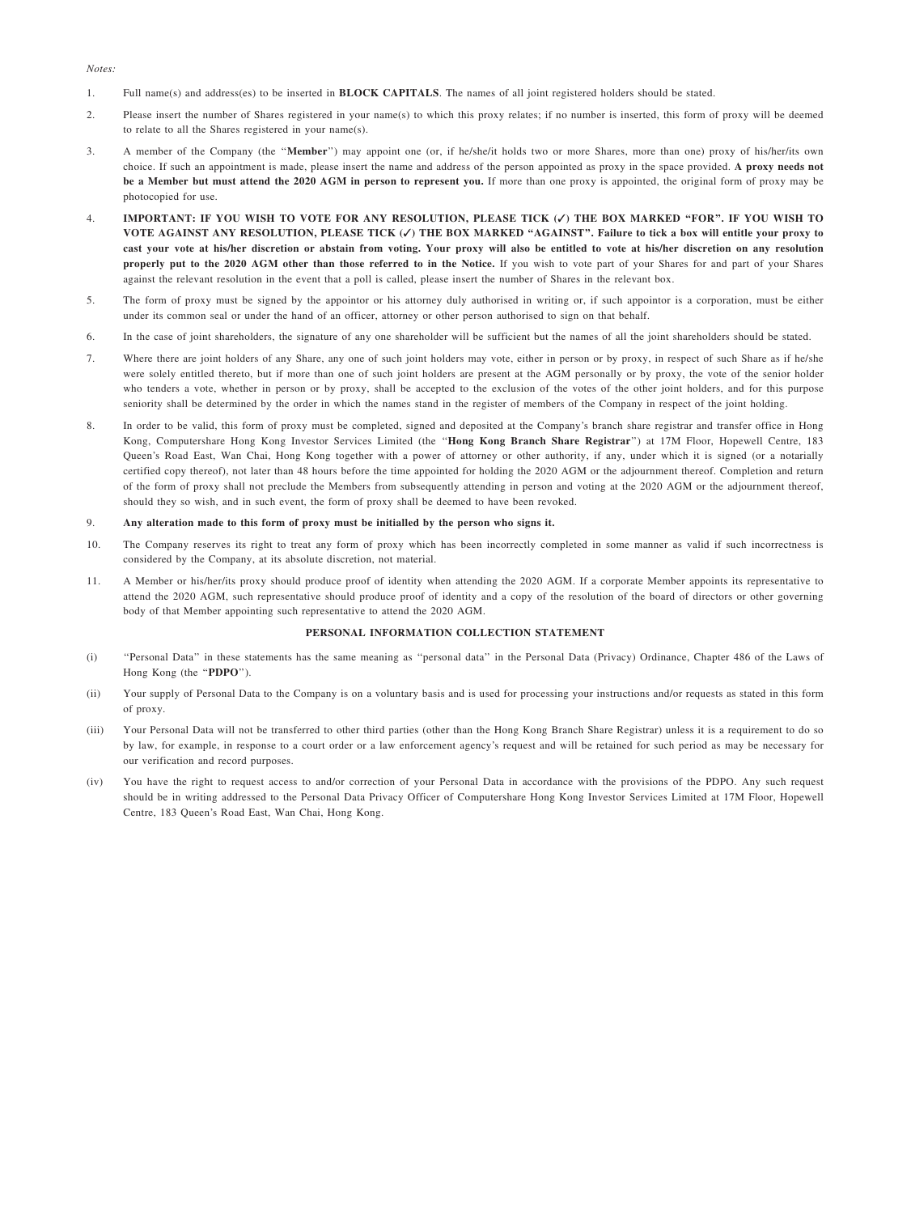*Notes:*

1. Full name(s) and address(es) to be inserted in **BLOCK CAPITALS**. The names of all joint registered holders should be stated.

2. Please insert the number of Shares registered in your name(s) to which this proxy relates; if no number is inserted, this form of proxy will be deemed to relate to all the Shares registered in your name(s).

3. A member of the Company (the "**Member**") may appoint one (or, if he/she/it holds two or more Shares, more than one) proxy of his/her/its own choice. If such an appointment is made, please insert the name and address of the person appointed as proxy in the space provided. **A proxy needs not be a Member but must attend the 2020 AGM in person to represent you.** If more than one proxy is appointed, the original form of proxy may be photocopied for use.

4. **IMPORTANT: IF YOU WISH TO VOTE FOR ANY RESOLUTION, PLEASE TICK (✓) THE BOX MARKED "FOR". IF YOU WISH TO VOTE AGAINST ANY RESOLUTION, PLEASE TICK (✓) THE BOX MARKED "AGAINST". Failure to tick a box will entitle your proxy to cast your vote at his/her discretion or abstain from voting. Your proxy will also be entitled to vote at his/her discretion on any resolution properly put to the 2020 AGM other than those referred to in the Notice.** If you wish to vote part of your Shares for and part of your Shares against the relevant resolution in the event that a poll is called, please insert the number of Shares in the relevant box.

5. The form of proxy must be signed by the appointor or his attorney duly authorised in writing or, if such appointor is a corporation, must be either under its common seal or under the hand of an officer, attorney or other person authorised to sign on that behalf.

6. In the case of joint shareholders, the signature of any one shareholder will be sufficient but the names of all the joint shareholders should be stated.

7. Where there are joint holders of any Share, any one of such joint holders may vote, either in person or by proxy, in respect of such Share as if he/she were solely entitled thereto, but if more than one of such joint holders are present at the AGM personally or by proxy, the vote of the senior holder who tenders a vote, whether in person or by proxy, shall be accepted to the exclusion of the votes of the other joint holders, and for this purpose seniority shall be determined by the order in which the names stand in the register of members of the Company in respect of the joint holding.

8. In order to be valid, this form of proxy must be completed, signed and deposited at the Company's branch share registrar and transfer office in Hong Kong, Computershare Hong Kong Investor Services Limited (the "**Hong Kong Branch Share Registrar**") at 17M Floor, Hopewell Centre, 183 Queen's Road East, Wan Chai, Hong Kong together with a power of attorney or other authority, if any, under which it is signed (or a notarially certified copy thereof), not later than 48 hours before the time appointed for holding the 2020 AGM or the adjournment thereof. Completion and return of the form of proxy shall not preclude the Members from subsequently attending in person and voting at the 2020 AGM or the adjournment thereof, should they so wish, and in such event, the form of proxy shall be deemed to have been revoked.

9. **Any alteration made to this form of proxy must be initialled by the person who signs it.**

10. The Company reserves its right to treat any form of proxy which has been incorrectly completed in some manner as valid if such incorrectness is considered by the Company, at its absolute discretion, not material.

11. A Member or his/her/its proxy should produce proof of identity when attending the 2020 AGM. If a corporate Member appoints its representative to attend the 2020 AGM, such representative should produce proof of identity and a copy of the resolution of the board of directors or other governing body of that Member appointing such representative to attend the 2020 AGM.

## PERSONAL INFORMATION COLLECTION STATEMENT

(i) "Personal Data" in these statements has the same meaning as "personal data" in the Personal Data (Privacy) Ordinance, Chapter 486 of the Laws of Hong Kong (the "**PDPO**").

(ii) Your supply of Personal Data to the Company is on a voluntary basis and is used for processing your instructions and/or requests as stated in this form of proxy.

(iii) Your Personal Data will not be transferred to other third parties (other than the Hong Kong Branch Share Registrar) unless it is a requirement to do so by law, for example, in response to a court order or a law enforcement agency's request and will be retained for such period as may be necessary for our verification and record purposes.

(iv) You have the right to request access to and/or correction of your Personal Data in accordance with the provisions of the PDPO. Any such request should be in writing addressed to the Personal Data Privacy Officer of Computershare Hong Kong Investor Services Limited at 17M Floor, Hopewell Centre, 183 Queen's Road East, Wan Chai, Hong Kong.